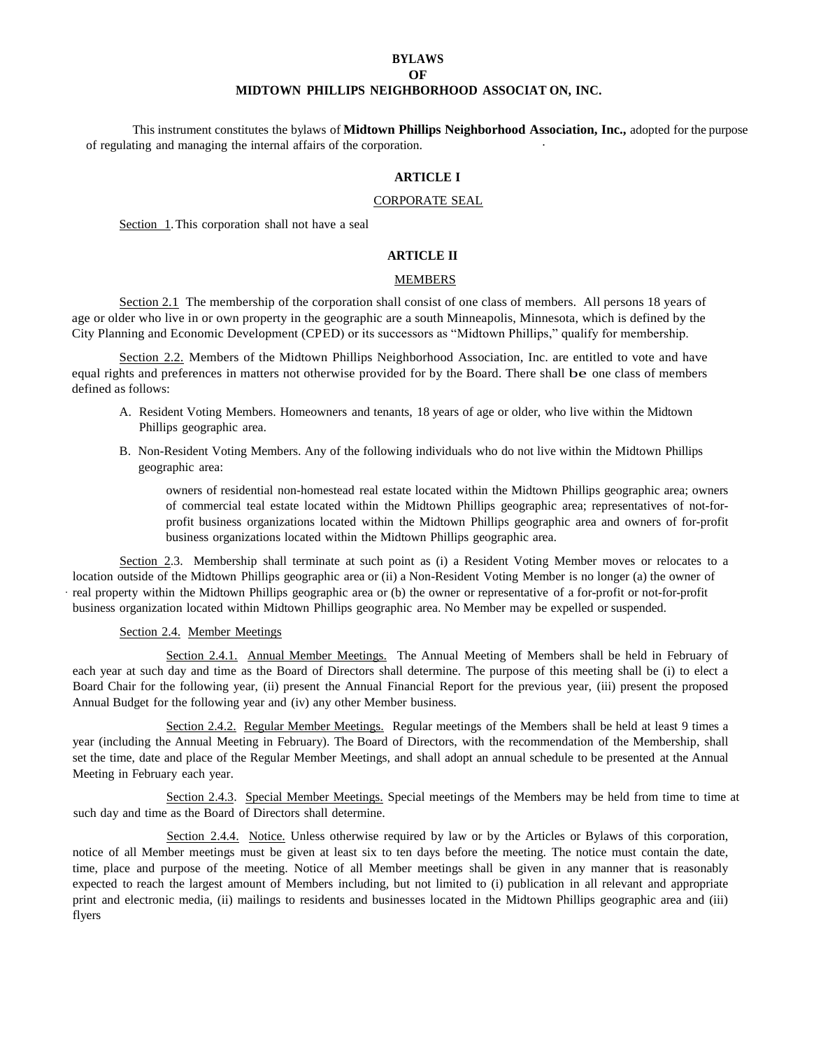# BYLAWS
# OF
# MIDTOWN PHILLIPS NEIGHBORHOOD ASSOCIAT ON, INC.

This instrument constitutes the bylaws of **Midtown Phillips Neighborhood Association, Inc.,** adopted for the purpose of regulating and managing the internal affairs of the corporation.

## ARTICLE I

CORPORATE SEAL

Section 1. This corporation shall not have a seal

## ARTICLE II

MEMBERS

Section 2.1 The membership of the corporation shall consist of one class of members. All persons 18 years of age or older who live in or own property in the geographic are a south Minneapolis, Minnesota, which is defined by the City Planning and Economic Development (CPED) or its successors as "Midtown Phillips," qualify for membership.

Section 2.2. Members of the Midtown Phillips Neighborhood Association, Inc. are entitled to vote and have equal rights and preferences in matters not otherwise provided for by the Board. There shall be one class of members defined as follows:

A. Resident Voting Members. Homeowners and tenants, 18 years of age or older, who live within the Midtown Phillips geographic area.

B. Non-Resident Voting Members. Any of the following individuals who do not live within the Midtown Phillips geographic area:

owners of residential non-homestead real estate located within the Midtown Phillips geographic area; owners of commercial teal estate located within the Midtown Phillips geographic area; representatives of not-for-profit business organizations located within the Midtown Phillips geographic area and owners of for-profit business organizations located within the Midtown Phillips geographic area.

Section 2.3. Membership shall terminate at such point as (i) a Resident Voting Member moves or relocates to a location outside of the Midtown Phillips geographic area or (ii) a Non-Resident Voting Member is no longer (a) the owner of real property within the Midtown Phillips geographic area or (b) the owner or representative of a for-profit or not-for-profit business organization located within Midtown Phillips geographic area. No Member may be expelled or suspended.

Section 2.4. Member Meetings

Section 2.4.1. Annual Member Meetings. The Annual Meeting of Members shall be held in February of each year at such day and time as the Board of Directors shall determine. The purpose of this meeting shall be (i) to elect a Board Chair for the following year, (ii) present the Annual Financial Report for the previous year, (iii) present the proposed Annual Budget for the following year and (iv) any other Member business.

Section 2.4.2. Regular Member Meetings. Regular meetings of the Members shall be held at least 9 times a year (including the Annual Meeting in February). The Board of Directors, with the recommendation of the Membership, shall set the time, date and place of the Regular Member Meetings, and shall adopt an annual schedule to be presented at the Annual Meeting in February each year.

Section 2.4.3. Special Member Meetings. Special meetings of the Members may be held from time to time at such day and time as the Board of Directors shall determine.

Section 2.4.4. Notice. Unless otherwise required by law or by the Articles or Bylaws of this corporation, notice of all Member meetings must be given at least six to ten days before the meeting. The notice must contain the date, time, place and purpose of the meeting. Notice of all Member meetings shall be given in any manner that is reasonably expected to reach the largest amount of Members including, but not limited to (i) publication in all relevant and appropriate print and electronic media, (ii) mailings to residents and businesses located in the Midtown Phillips geographic area and (iii) flyers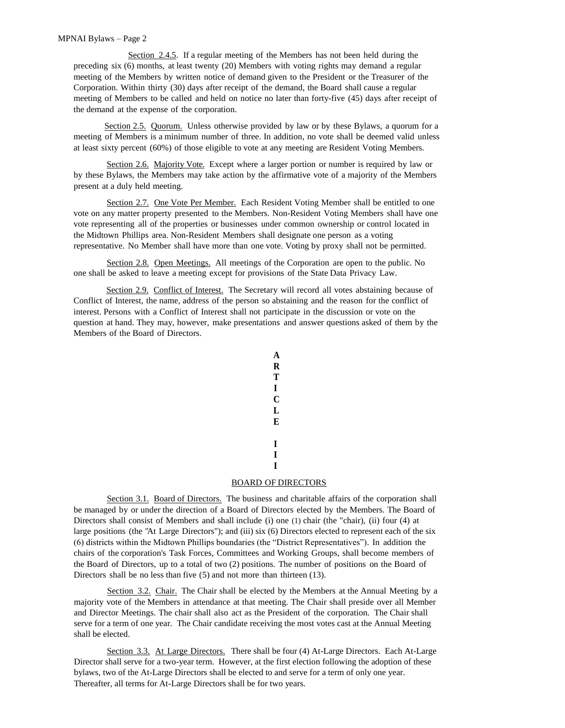Section 2.4.5. If a regular meeting of the Members has not been held during the preceding six (6) months, at least twenty (20) Members with voting rights may demand a regular meeting of the Members by written notice of demand given to the President or the Treasurer of the Corporation. Within thirty (30) days after receipt of the demand, the Board shall cause a regular meeting of Members to be called and held on notice no later than forty-five (45) days after receipt of the demand at the expense of the corporation.

Section 2.5. Quorum. Unless otherwise provided by law or by these Bylaws, a quorum for a meeting of Members is a minimum number of three. In addition, no vote shall be deemed valid unless at least sixty percent (60%) of those eligible to vote at any meeting are Resident Voting Members.

Section 2.6. Majority Vote. Except where a larger portion or number is required by law or by these Bylaws, the Members may take action by the affirmative vote of a majority of the Members present at a duly held meeting.

Section 2.7. One Vote Per Member. Each Resident Voting Member shall be entitled to one vote on any matter property presented to the Members. Non-Resident Voting Members shall have one vote representing all of the properties or businesses under common ownership or control located in the Midtown Phillips area. Non-Resident Members shall designate one person as a voting representative. No Member shall have more than one vote. Voting by proxy shall not be permitted.

Section 2.8. Open Meetings. All meetings of the Corporation are open to the public. No one shall be asked to leave a meeting except for provisions of the State Data Privacy Law.

Section 2.9. Conflict of Interest. The Secretary will record all votes abstaining because of Conflict of Interest, the name, address of the person so abstaining and the reason for the conflict of interest. Persons with a Conflict of Interest shall not participate in the discussion or vote on the question at hand. They may, however, make presentations and answer questions asked of them by the Members of the Board of Directors.

## ARTICLE III

## BOARD OF DIRECTORS

Section 3.1. Board of Directors. The business and charitable affairs of the corporation shall be managed by or under the direction of a Board of Directors elected by the Members. The Board of Directors shall consist of Members and shall include (i) one (1) chair (the "chair), (ii) four (4) at large positions (the "At Large Directors"); and (iii) six (6) Directors elected to represent each of the six (6) districts within the Midtown Phillips boundaries (the "District Representatives"). In addition the chairs of the corporation's Task Forces, Committees and Working Groups, shall become members of the Board of Directors, up to a total of two (2) positions. The number of positions on the Board of Directors shall be no less than five (5) and not more than thirteen (13).

Section 3.2. Chair. The Chair shall be elected by the Members at the Annual Meeting by a majority vote of the Members in attendance at that meeting. The Chair shall preside over all Member and Director Meetings. The chair shall also act as the President of the corporation. The Chair shall serve for a term of one year. The Chair candidate receiving the most votes cast at the Annual Meeting shall be elected.

Section 3.3. At Large Directors. There shall be four (4) At-Large Directors. Each At-Large Director shall serve for a two-year term. However, at the first election following the adoption of these bylaws, two of the At-Large Directors shall be elected to and serve for a term of only one year. Thereafter, all terms for At-Large Directors shall be for two years.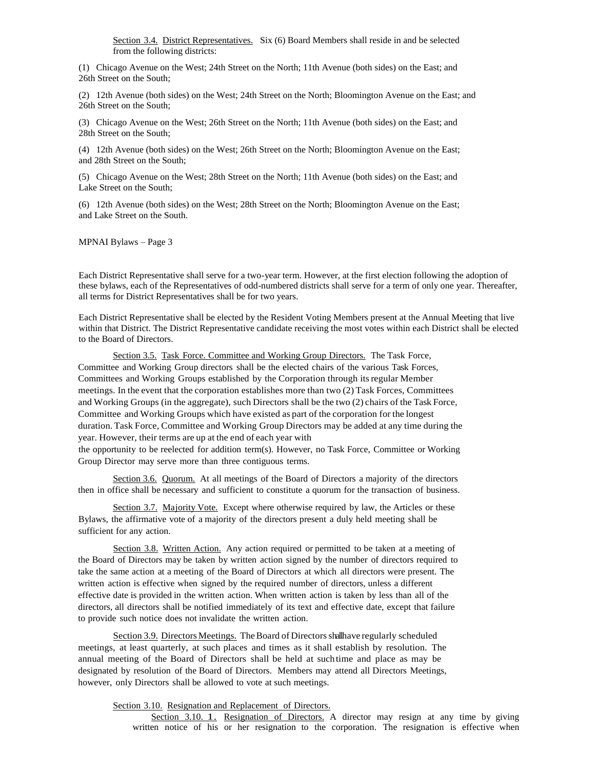Section 3.4. District Representatives. Six (6) Board Members shall reside in and be selected from the following districts:

(1) Chicago Avenue on the West; 24th Street on the North; 11th Avenue (both sides) on the East; and 26th Street on the South;

(2) 12th Avenue (both sides) on the West; 24th Street on the North; Bloomington Avenue on the East; and 26th Street on the South;

(3) Chicago Avenue on the West; 26th Street on the North; 11th Avenue (both sides) on the East; and 28th Street on the South;

(4) 12th Avenue (both sides) on the West; 26th Street on the North; Bloomington Avenue on the East; and 28th Street on the South;

(5) Chicago Avenue on the West; 28th Street on the North; 11th Avenue (both sides) on the East; and Lake Street on the South;

(6) 12th Avenue (both sides) on the West; 28th Street on the North; Bloomington Avenue on the East; and Lake Street on the South.

Each District Representative shall serve for a two-year term. However, at the first election following the adoption of these bylaws, each of the Representatives of odd-numbered districts shall serve for a term of only one year. Thereafter, all terms for District Representatives shall be for two years.

Each District Representative shall be elected by the Resident Voting Members present at the Annual Meeting that live within that District. The District Representative candidate receiving the most votes within each District shall be elected to the Board of Directors.

Section 3.5. Task Force. Committee and Working Group Directors. The Task Force, Committee and Working Group directors shall be the elected chairs of the various Task Forces, Committees and Working Groups established by the Corporation through its regular Member meetings. In the event that the corporation establishes more than two (2) Task Forces, Committees and Working Groups (in the aggregate), such Directors shall be the two (2) chairs of the Task Force, Committee and Working Groups which have existed as part of the corporation for the longest duration. Task Force, Committee and Working Group Directors may be added at any time during the year. However, their terms are up at the end of each year with the opportunity to be reelected for addition term(s). However, no Task Force, Committee or Working Group Director may serve more than three contiguous terms.

Section 3.6. Quorum. At all meetings of the Board of Directors a majority of the directors then in office shall be necessary and sufficient to constitute a quorum for the transaction of business.

Section 3.7. Majority Vote. Except where otherwise required by law, the Articles or these Bylaws, the affirmative vote of a majority of the directors present a duly held meeting shall be sufficient for any action.

Section 3.8. Written Action. Any action required or permitted to be taken at a meeting of the Board of Directors may be taken by written action signed by the number of directors required to take the same action at a meeting of the Board of Directors at which all directors were present. The written action is effective when signed by the required number of directors, unless a different effective date is provided in the written action. When written action is taken by less than all of the directors, all directors shall be notified immediately of its text and effective date, except that failure to provide such notice does not invalidate the written action.

Section 3.9. Directors Meetings. The Board of Directors shall have regularly scheduled meetings, at least quarterly, at such places and times as it shall establish by resolution. The annual meeting of the Board of Directors shall be held at such time and place as may be designated by resolution of the Board of Directors. Members may attend all Directors Meetings, however, only Directors shall be allowed to vote at such meetings.

Section 3.10. Resignation and Replacement of Directors.

Section 3.10. 1. Resignation of Directors. A director may resign at any time by giving written notice of his or her resignation to the corporation. The resignation is effective when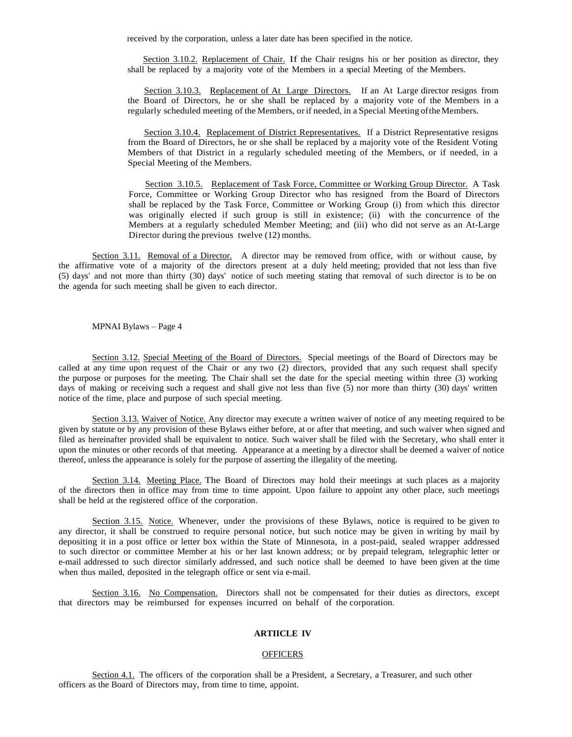received by the corporation, unless a later date has been specified in the notice.

Section 3.10.2. Replacement of Chair. If the Chair resigns his or her position as director, they shall be replaced by a majority vote of the Members in a special Meeting of the Members.

Section 3.10.3. Replacement of At Large Directors. If an At Large director resigns from the Board of Directors, he or she shall be replaced by a majority vote of the Members in a regularly scheduled meeting of the Members, or if needed, in a Special Meeting of the Members.

Section 3.10.4. Replacement of District Representatives. If a District Representative resigns from the Board of Directors, he or she shall be replaced by a majority vote of the Resident Voting Members of that District in a regularly scheduled meeting of the Members, or if needed, in a Special Meeting of the Members.

Section 3.10.5. Replacement of Task Force, Committee or Working Group Director. A Task Force, Committee or Working Group Director who has resigned from the Board of Directors shall be replaced by the Task Force, Committee or Working Group (i) from which this director was originally elected if such group is still in existence; (ii) with the concurrence of the Members at a regularly scheduled Member Meeting; and (iii) who did not serve as an At-Large Director during the previous twelve (12) months.

Section 3.11. Removal of a Director. A director may be removed from office, with or without cause, by the affirmative vote of a majority of the directors present at a duly held meeting; provided that not less than five (5) days' and not more than thirty (30) days' notice of such meeting stating that removal of such director is to be on the agenda for such meeting shall be given to each director.

Section 3.12. Special Meeting of the Board of Directors. Special meetings of the Board of Directors may be called at any time upon request of the Chair or any two (2) directors, provided that any such request shall specify the purpose or purposes for the meeting. The Chair shall set the date for the special meeting within three (3) working days of making or receiving such a request and shall give not less than five (5) nor more than thirty (30) days' written notice of the time, place and purpose of such special meeting.

Section 3.13. Waiver of Notice. Any director may execute a written waiver of notice of any meeting required to be given by statute or by any provision of these Bylaws either before, at or after that meeting, and such waiver when signed and filed as hereinafter provided shall be equivalent to notice. Such waiver shall be filed with the Secretary, who shall enter it upon the minutes or other records of that meeting. Appearance at a meeting by a director shall be deemed a waiver of notice thereof, unless the appearance is solely for the purpose of asserting the illegality of the meeting.

Section 3.14. Meeting Place. The Board of Directors may hold their meetings at such places as a majority of the directors then in office may from time to time appoint. Upon failure to appoint any other place, such meetings shall be held at the registered office of the corporation.

Section 3.15. Notice. Whenever, under the provisions of these Bylaws, notice is required to be given to any director, it shall be construed to require personal notice, but such notice may be given in writing by mail by depositing it in a post office or letter box within the State of Minnesota, in a post-paid, sealed wrapper addressed to such director or committee Member at his or her last known address; or by prepaid telegram, telegraphic letter or e-mail addressed to such director similarly addressed, and such notice shall be deemed to have been given at the time when thus mailed, deposited in the telegraph office or sent via e-mail.

Section 3.16. No Compensation. Directors shall not be compensated for their duties as directors, except that directors may be reimbursed for expenses incurred on behalf of the corporation.

## ARTIICLE IV

## OFFICERS

Section 4.1. The officers of the corporation shall be a President, a Secretary, a Treasurer, and such other officers as the Board of Directors may, from time to time, appoint.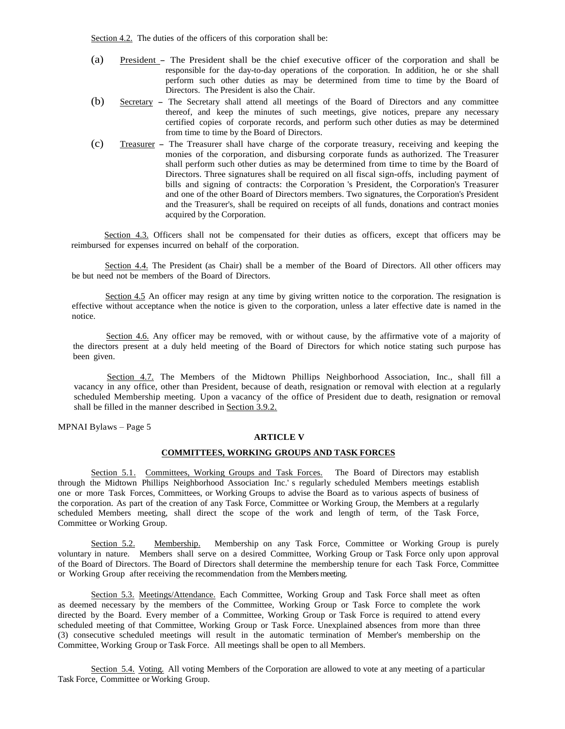Section 4.2. The duties of the officers of this corporation shall be:

(a) President – The President shall be the chief executive officer of the corporation and shall be responsible for the day-to-day operations of the corporation. In addition, he or she shall perform such other duties as may be determined from time to time by the Board of Directors. The President is also the Chair.

(b) Secretary – The Secretary shall attend all meetings of the Board of Directors and any committee thereof, and keep the minutes of such meetings, give notices, prepare any necessary certified copies of corporate records, and perform such other duties as may be determined from time to time by the Board of Directors.

(c) Treasurer – The Treasurer shall have charge of the corporate treasury, receiving and keeping the monies of the corporation, and disbursing corporate funds as authorized. The Treasurer shall perform such other duties as may be determined from time to time by the Board of Directors. Three signatures shall be required on all fiscal sign-offs, including payment of bills and signing of contracts: the Corporation 's President, the Corporation's Treasurer and one of the other Board of Directors members. Two signatures, the Corporation's President and the Treasurer's, shall be required on receipts of all funds, donations and contract monies acquired by the Corporation.

Section 4.3. Officers shall not be compensated for their duties as officers, except that officers may be reimbursed for expenses incurred on behalf of the corporation.

Section 4.4. The President (as Chair) shall be a member of the Board of Directors. All other officers may be but need not be members of the Board of Directors.

Section 4.5 An officer may resign at any time by giving written notice to the corporation. The resignation is effective without acceptance when the notice is given to the corporation, unless a later effective date is named in the notice.

Section 4.6. Any officer may be removed, with or without cause, by the affirmative vote of a majority of the directors present at a duly held meeting of the Board of Directors for which notice stating such purpose has been given.

Section 4.7. The Members of the Midtown Phillips Neighborhood Association, Inc., shall fill a vacancy in any office, other than President, because of death, resignation or removal with election at a regularly scheduled Membership meeting. Upon a vacancy of the office of President due to death, resignation or removal shall be filled in the manner described in Section 3.9.2.

## ARTICLE V

## COMMITTEES, WORKING GROUPS AND TASK FORCES

Section 5.1. Committees, Working Groups and Task Forces. The Board of Directors may establish through the Midtown Phillips Neighborhood Association Inc.' s regularly scheduled Members meetings establish one or more Task Forces, Committees, or Working Groups to advise the Board as to various aspects of business of the corporation. As part of the creation of any Task Force, Committee or Working Group, the Members at a regularly scheduled Members meeting, shall direct the scope of the work and length of term, of the Task Force, Committee or Working Group.

Section 5.2. Membership. Membership on any Task Force, Committee or Working Group is purely voluntary in nature. Members shall serve on a desired Committee, Working Group or Task Force only upon approval of the Board of Directors. The Board of Directors shall determine the membership tenure for each Task Force, Committee or Working Group after receiving the recommendation from the Members meeting.

Section 5.3. Meetings/Attendance. Each Committee, Working Group and Task Force shall meet as often as deemed necessary by the members of the Committee, Working Group or Task Force to complete the work directed by the Board. Every member of a Committee, Working Group or Task Force is required to attend every scheduled meeting of that Committee, Working Group or Task Force. Unexplained absences from more than three (3) consecutive scheduled meetings will result in the automatic termination of Member's membership on the Committee, Working Group or Task Force. All meetings shall be open to all Members.

Section 5.4. Voting. All voting Members of the Corporation are allowed to vote at any meeting of a particular Task Force, Committee or Working Group.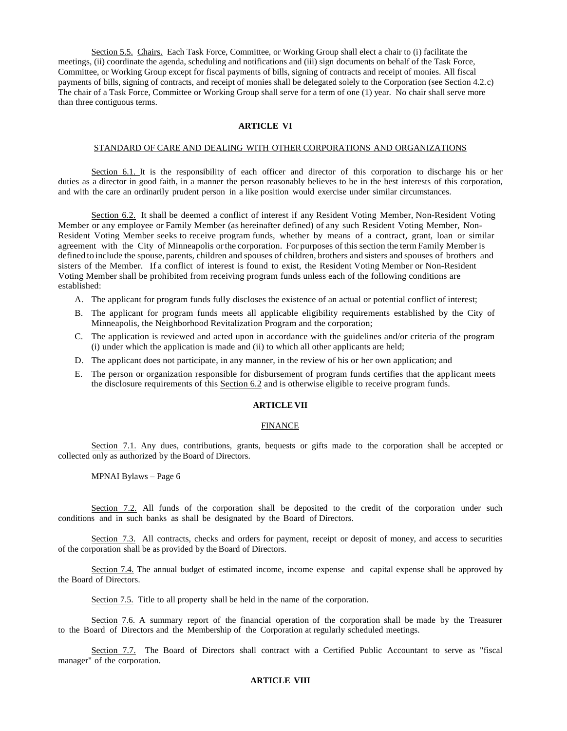Section 5.5. Chairs. Each Task Force, Committee, or Working Group shall elect a chair to (i) facilitate the meetings, (ii) coordinate the agenda, scheduling and notifications and (iii) sign documents on behalf of the Task Force, Committee, or Working Group except for fiscal payments of bills, signing of contracts and receipt of monies. All fiscal payments of bills, signing of contracts, and receipt of monies shall be delegated solely to the Corporation (see Section 4.2.c) The chair of a Task Force, Committee or Working Group shall serve for a term of one (1) year. No chair shall serve more than three contiguous terms.

## ARTICLE VI

### STANDARD OF CARE AND DEALING WITH OTHER CORPORATIONS AND ORGANIZATIONS

Section 6.1. It is the responsibility of each officer and director of this corporation to discharge his or her duties as a director in good faith, in a manner the person reasonably believes to be in the best interests of this corporation, and with the care an ordinarily prudent person in a like position would exercise under similar circumstances.

Section 6.2. It shall be deemed a conflict of interest if any Resident Voting Member, Non-Resident Voting Member or any employee or Family Member (as hereinafter defined) of any such Resident Voting Member, Non-Resident Voting Member seeks to receive program funds, whether by means of a contract, grant, loan or similar agreement with the City of Minneapolis or the corporation. For purposes of this section the term Family Member is defined to include the spouse, parents, children and spouses of children, brothers and sisters and spouses of brothers and sisters of the Member. If a conflict of interest is found to exist, the Resident Voting Member or Non-Resident Voting Member shall be prohibited from receiving program funds unless each of the following conditions are established:

A. The applicant for program funds fully discloses the existence of an actual or potential conflict of interest;
B. The applicant for program funds meets all applicable eligibility requirements established by the City of Minneapolis, the Neighborhood Revitalization Program and the corporation;
C. The application is reviewed and acted upon in accordance with the guidelines and/or criteria of the program (i) under which the application is made and (ii) to which all other applicants are held;
D. The applicant does not participate, in any manner, in the review of his or her own application; and
E. The person or organization responsible for disbursement of program funds certifies that the applicant meets the disclosure requirements of this Section 6.2 and is otherwise eligible to receive program funds.

## ARTICLE VII

### FINANCE

Section 7.1. Any dues, contributions, grants, bequests or gifts made to the corporation shall be accepted or collected only as authorized by the Board of Directors.

Section 7.2. All funds of the corporation shall be deposited to the credit of the corporation under such conditions and in such banks as shall be designated by the Board of Directors.

Section 7.3. All contracts, checks and orders for payment, receipt or deposit of money, and access to securities of the corporation shall be as provided by the Board of Directors.

Section 7.4. The annual budget of estimated income, income expense and capital expense shall be approved by the Board of Directors.

Section 7.5. Title to all property shall be held in the name of the corporation.

Section 7.6. A summary report of the financial operation of the corporation shall be made by the Treasurer to the Board of Directors and the Membership of the Corporation at regularly scheduled meetings.

Section 7.7. The Board of Directors shall contract with a Certified Public Accountant to serve as "fiscal manager" of the corporation.

## ARTICLE VIII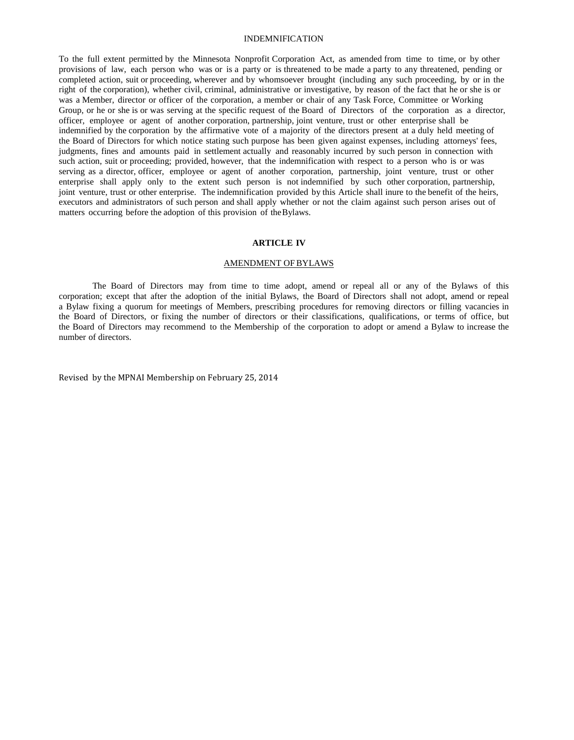INDEMNIFICATION

To the full extent permitted by the Minnesota Nonprofit Corporation Act, as amended from time to time, or by other provisions of law, each person who was or is a party or is threatened to be made a party to any threatened, pending or completed action, suit or proceeding, wherever and by whomsoever brought (including any such proceeding, by or in the right of the corporation), whether civil, criminal, administrative or investigative, by reason of the fact that he or she is or was a Member, director or officer of the corporation, a member or chair of any Task Force, Committee or Working Group, or he or she is or was serving at the specific request of the Board of Directors of the corporation as a director, officer, employee or agent of another corporation, partnership, joint venture, trust or other enterprise shall be indemnified by the corporation by the affirmative vote of a majority of the directors present at a duly held meeting of the Board of Directors for which notice stating such purpose has been given against expenses, including attorneys' fees, judgments, fines and amounts paid in settlement actually and reasonably incurred by such person in connection with such action, suit or proceeding; provided, however, that the indemnification with respect to a person who is or was serving as a director, officer, employee or agent of another corporation, partnership, joint venture, trust or other enterprise shall apply only to the extent such person is not indemnified by such other corporation, partnership, joint venture, trust or other enterprise. The indemnification provided by this Article shall inure to the benefit of the heirs, executors and administrators of such person and shall apply whether or not the claim against such person arises out of matters occurring before the adoption of this provision of the Bylaws.

## ARTICLE IV

AMENDMENT OF BYLAWS

The Board of Directors may from time to time adopt, amend or repeal all or any of the Bylaws of this corporation; except that after the adoption of the initial Bylaws, the Board of Directors shall not adopt, amend or repeal a Bylaw fixing a quorum for meetings of Members, prescribing procedures for removing directors or filling vacancies in the Board of Directors, or fixing the number of directors or their classifications, qualifications, or terms of office, but the Board of Directors may recommend to the Membership of the corporation to adopt or amend a Bylaw to increase the number of directors.

Revised by the MPNAI Membership on February 25, 2014